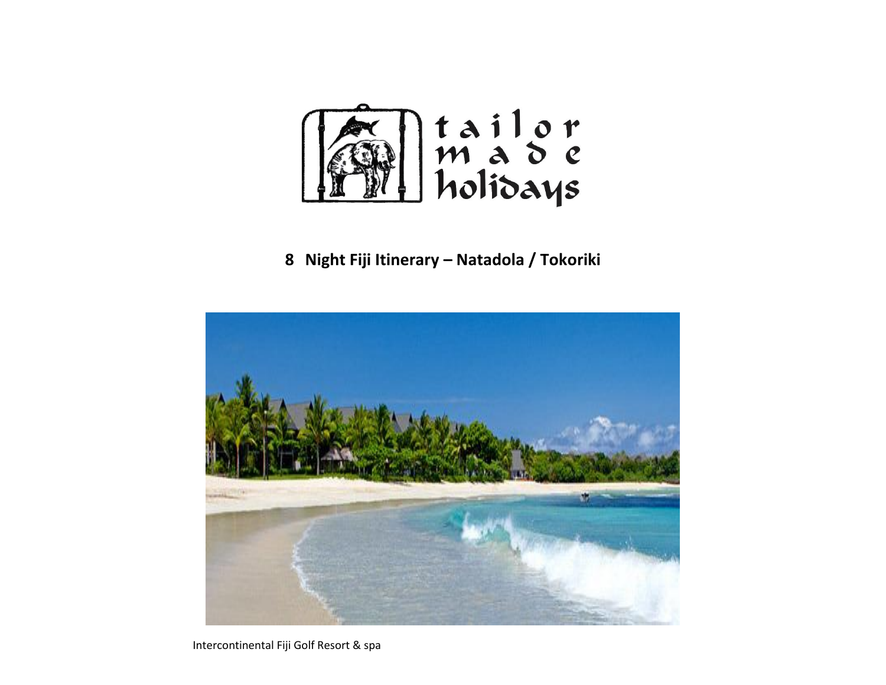tailor made holidays

# 8 Night Fiji Itinerary – Natadola / Tokoriki

Intercontinental Fiji Golf Resort & spa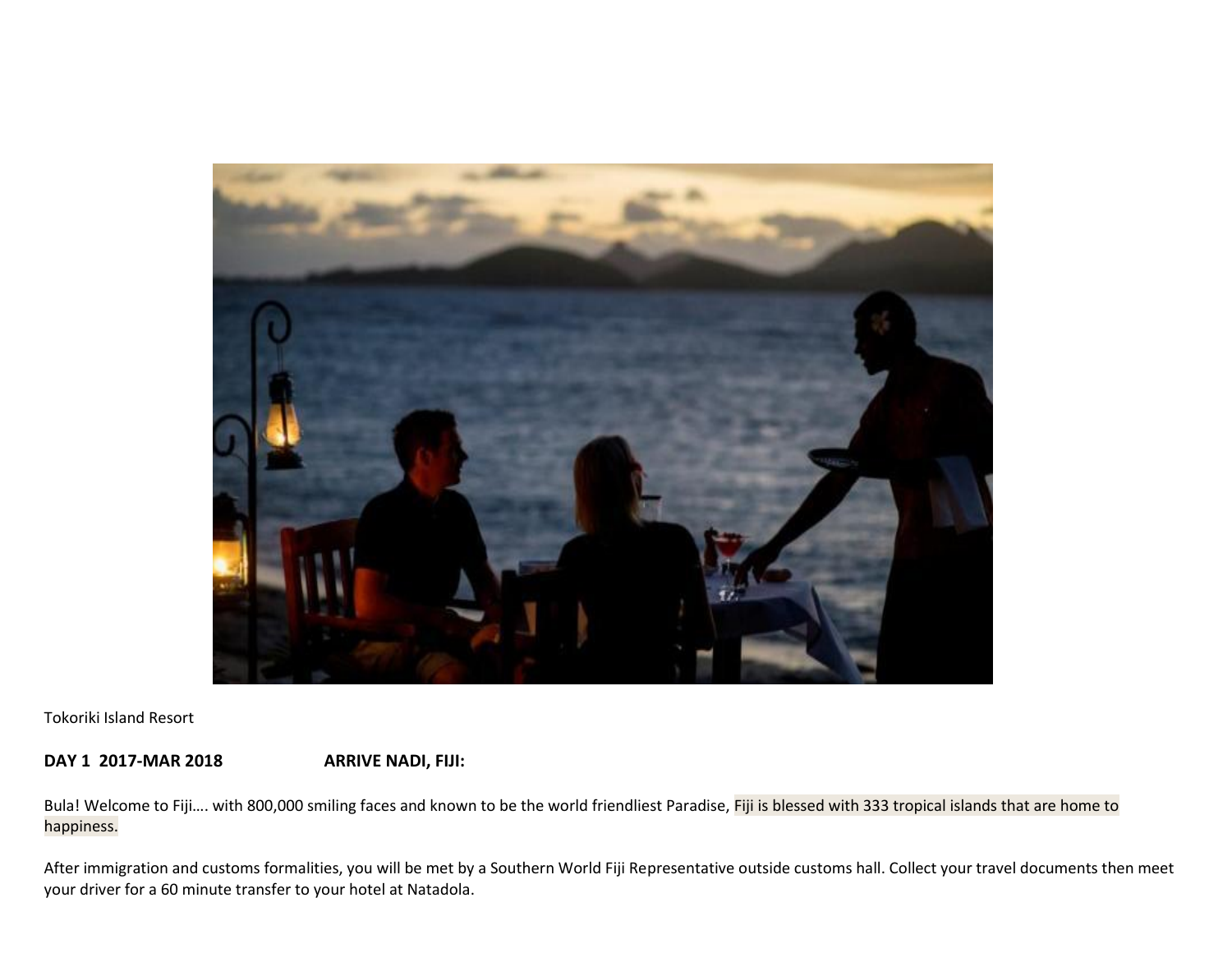Tokoriki Island Resort

**DAY 1 2017-MAR 2018** **ARRIVE NADI, FIJI:**

Bula! Welcome to Fiji…. with 800,000 smiling faces and known to be the world friendliest Paradise, Fiji is blessed with 333 tropical islands that are home to happiness.

After immigration and customs formalities, you will be met by a Southern World Fiji Representative outside customs hall. Collect your travel documents then meet your driver for a 60 minute transfer to your hotel at Natadola.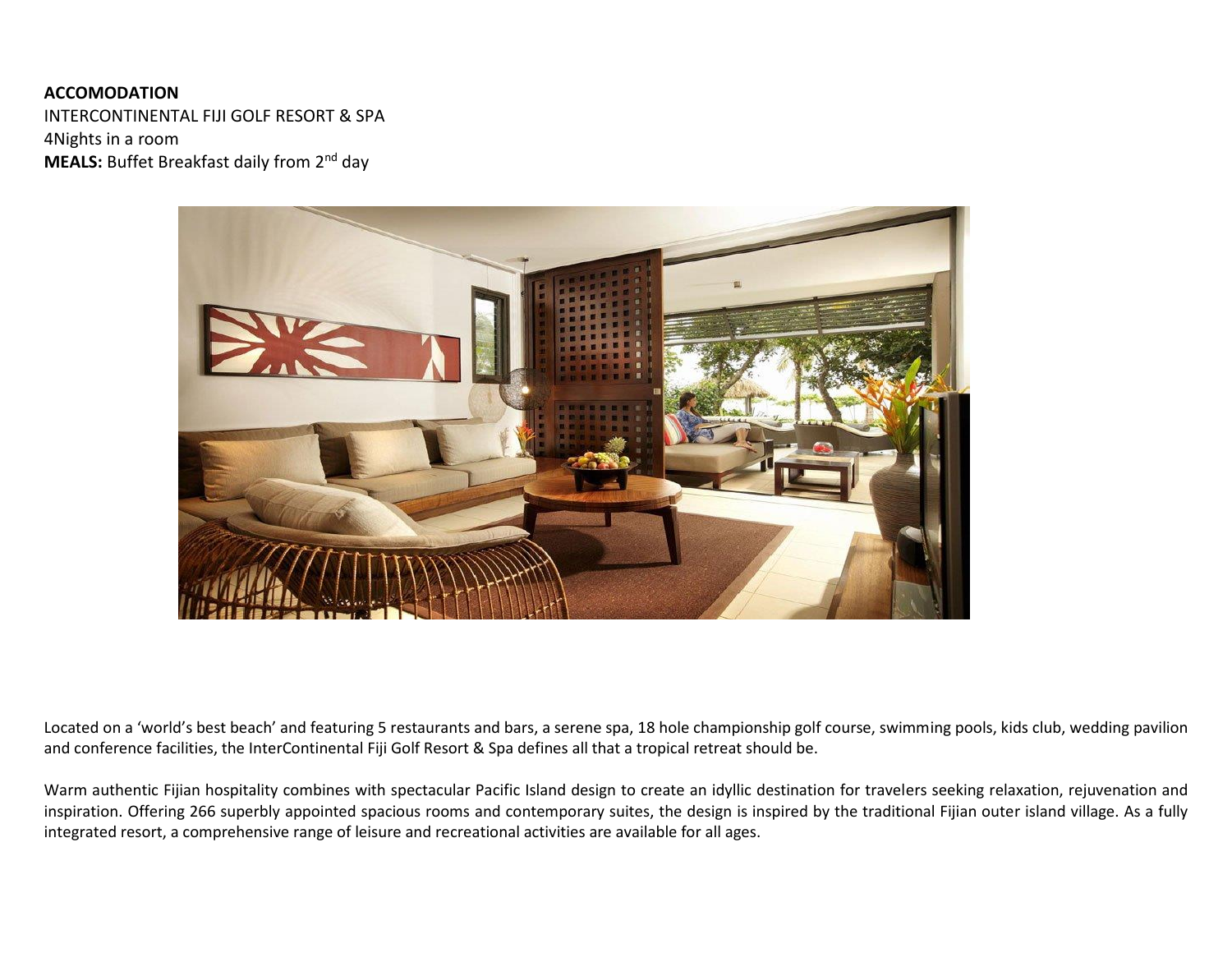**ACCOMODATION**

INTERCONTINENTAL FIJI GOLF RESORT & SPA

4Nights in a room

**MEALS:** Buffet Breakfast daily from 2nd day

Located on a 'world's best beach' and featuring 5 restaurants and bars, a serene spa, 18 hole championship golf course, swimming pools, kids club, wedding pavilion and conference facilities, the InterContinental Fiji Golf Resort & Spa defines all that a tropical retreat should be.

Warm authentic Fijian hospitality combines with spectacular Pacific Island design to create an idyllic destination for travelers seeking relaxation, rejuvenation and inspiration. Offering 266 superbly appointed spacious rooms and contemporary suites, the design is inspired by the traditional Fijian outer island village. As a fully integrated resort, a comprehensive range of leisure and recreational activities are available for all ages.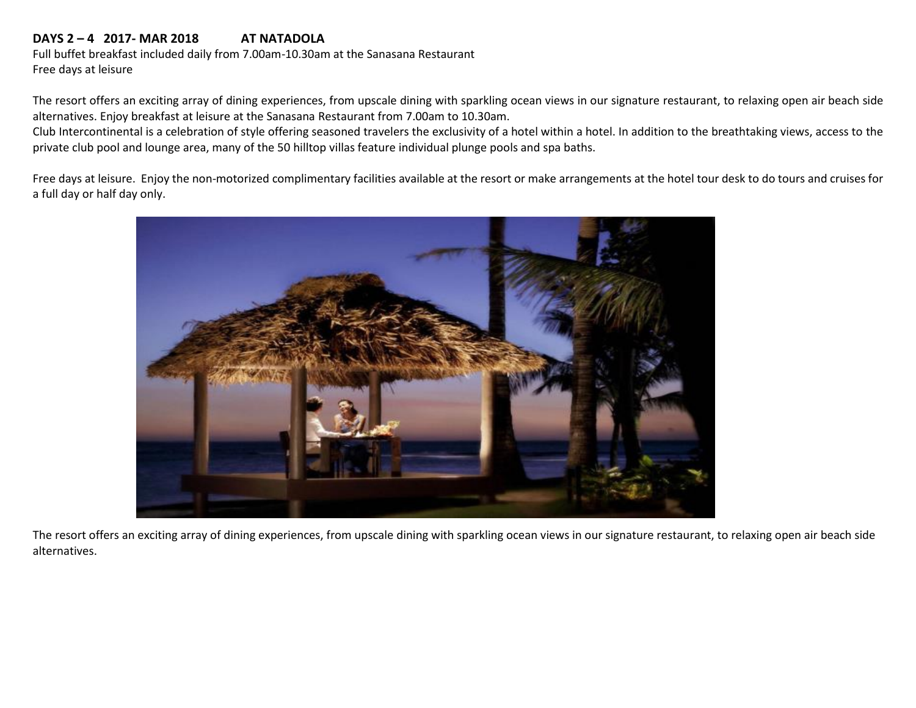**DAYS 2 – 4   2017- MAR 2018          AT NATADOLA**

Full buffet breakfast included daily from 7.00am-10.30am at the Sanasana Restaurant
Free days at leisure

The resort offers an exciting array of dining experiences, from upscale dining with sparkling ocean views in our signature restaurant, to relaxing open air beach side alternatives. Enjoy breakfast at leisure at the Sanasana Restaurant from 7.00am to 10.30am.
Club Intercontinental is a celebration of style offering seasoned travelers the exclusivity of a hotel within a hotel. In addition to the breathtaking views, access to the private club pool and lounge area, many of the 50 hilltop villas feature individual plunge pools and spa baths.

Free days at leisure. Enjoy the non-motorized complimentary facilities available at the resort or make arrangements at the hotel tour desk to do tours and cruises for a full day or half day only.

The resort offers an exciting array of dining experiences, from upscale dining with sparkling ocean views in our signature restaurant, to relaxing open air beach side alternatives.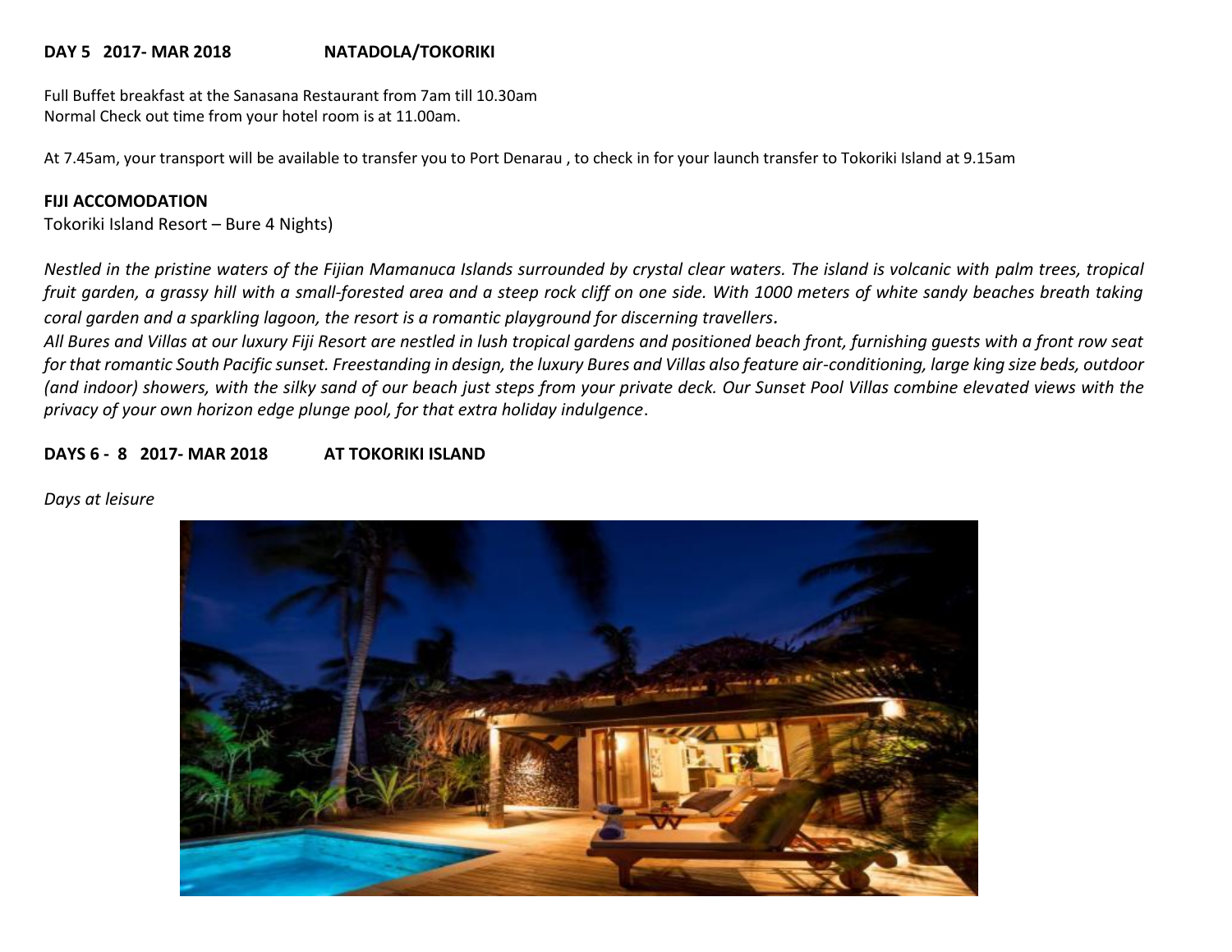**DAY 5 2017- MAR 2018 NATADOLA/TOKORIKI**

Full Buffet breakfast at the Sanasana Restaurant from 7am till 10.30am
Normal Check out time from your hotel room is at 11.00am.

At 7.45am, your transport will be available to transfer you to Port Denarau , to check in for your launch transfer to Tokoriki Island at 9.15am

**FIJI ACCOMODATION**
Tokoriki Island Resort – Bure 4 Nights)

*Nestled in the pristine waters of the Fijian Mamanuca Islands surrounded by crystal clear waters. The island is volcanic with palm trees, tropical fruit garden, a grassy hill with a small-forested area and a steep rock cliff on one side. With 1000 meters of white sandy beaches breath taking coral garden and a sparkling lagoon, the resort is a romantic playground for discerning travellers.*
*All Bures and Villas at our luxury Fiji Resort are nestled in lush tropical gardens and positioned beach front, furnishing guests with a front row seat for that romantic South Pacific sunset. Freestanding in design, the luxury Bures and Villas also feature air-conditioning, large king size beds, outdoor (and indoor) showers, with the silky sand of our beach just steps from your private deck. Our Sunset Pool Villas combine elevated views with the privacy of your own horizon edge plunge pool, for that extra holiday indulgence*.

**DAYS 6 - 8 2017- MAR 2018 AT TOKORIKI ISLAND**

*Days at leisure*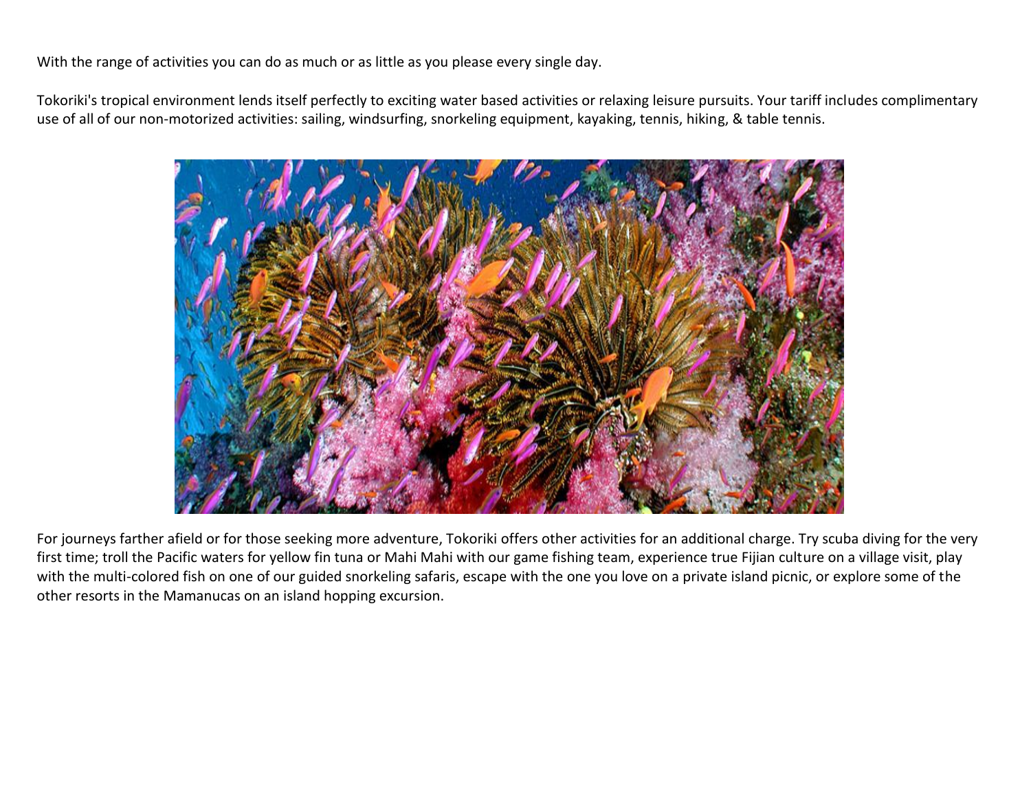With the range of activities you can do as much or as little as you please every single day.

Tokoriki's tropical environment lends itself perfectly to exciting water based activities or relaxing leisure pursuits. Your tariff includes complimentary use of all of our non-motorized activities: sailing, windsurfing, snorkeling equipment, kayaking, tennis, hiking, & table tennis.

For journeys farther afield or for those seeking more adventure, Tokoriki offers other activities for an additional charge. Try scuba diving for the very first time; troll the Pacific waters for yellow fin tuna or Mahi Mahi with our game fishing team, experience true Fijian culture on a village visit, play with the multi-colored fish on one of our guided snorkeling safaris, escape with the one you love on a private island picnic, or explore some of the other resorts in the Mamanucas on an island hopping excursion.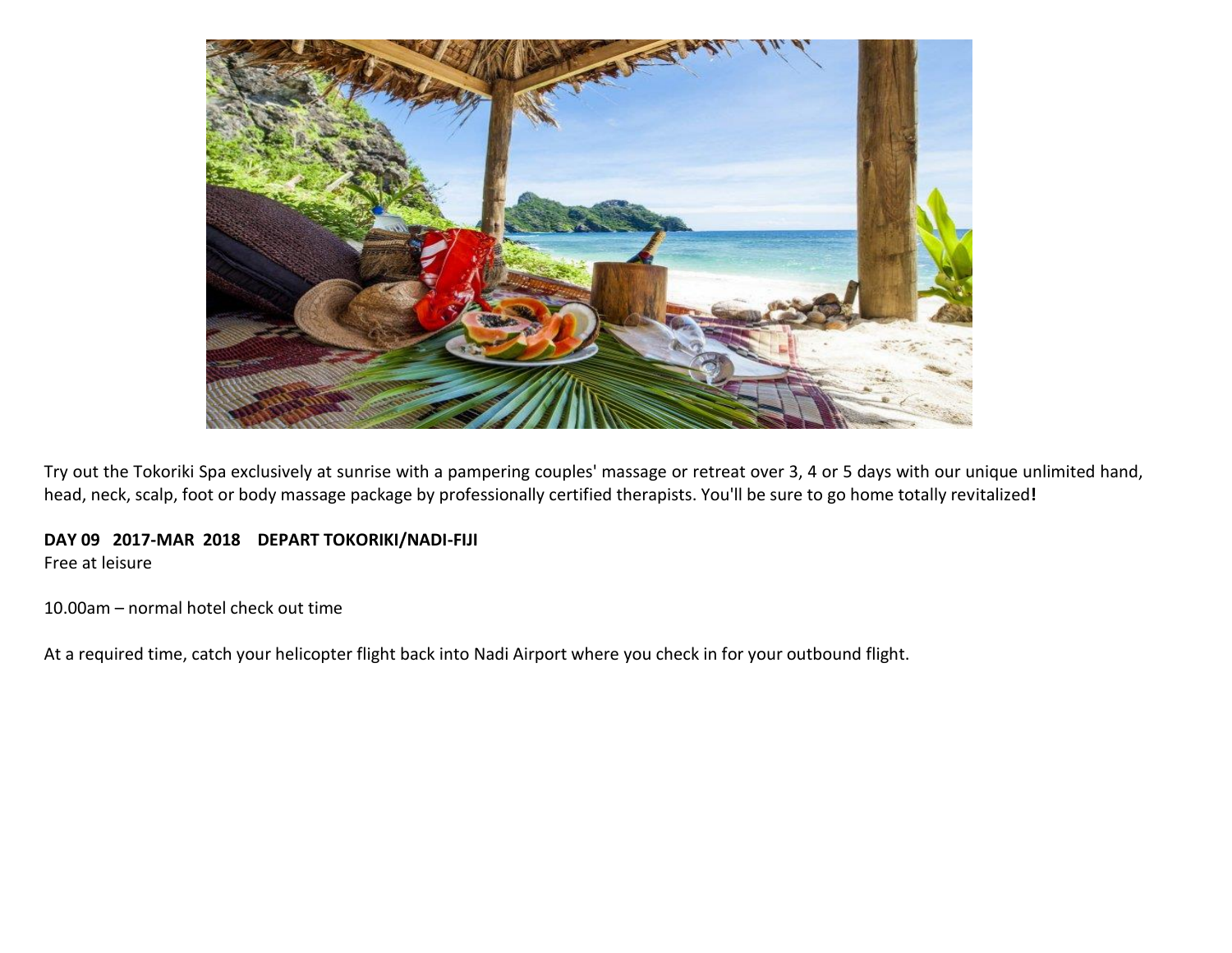Try out the Tokoriki Spa exclusively at sunrise with a pampering couples' massage or retreat over 3, 4 or 5 days with our unique unlimited hand, head, neck, scalp, foot or body massage package by professionally certified therapists. You'll be sure to go home totally revitalized**!**

**DAY 09 2017-MAR 2018 DEPART TOKORIKI/NADI-FIJI**

Free at leisure

10.00am – normal hotel check out time

At a required time, catch your helicopter flight back into Nadi Airport where you check in for your outbound flight.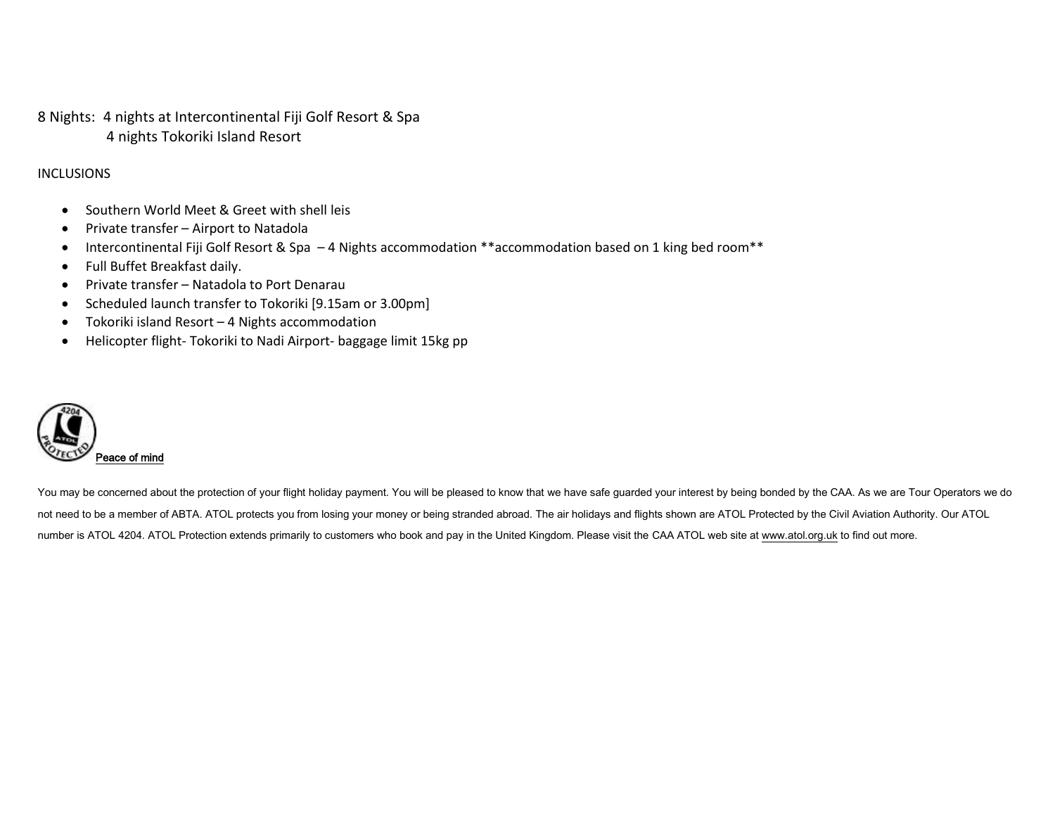8 Nights: 4 nights at Intercontinental Fiji Golf Resort & Spa
4 nights Tokoriki Island Resort

INCLUSIONS

- Southern World Meet & Greet with shell leis
- Private transfer – Airport to Natadola
- Intercontinental Fiji Golf Resort & Spa – 4 Nights accommodation **accommodation based on 1 king bed room**
- Full Buffet Breakfast daily.
- Private transfer – Natadola to Port Denarau
- Scheduled launch transfer to Tokoriki [9.15am or 3.00pm]
- Tokoriki island Resort – 4 Nights accommodation
- Helicopter flight- Tokoriki to Nadi Airport- baggage limit 15kg pp

Peace of mind

You may be concerned about the protection of your flight holiday payment. You will be pleased to know that we have safe guarded your interest by being bonded by the CAA. As we are Tour Operators we do not need to be a member of ABTA. ATOL protects you from losing your money or being stranded abroad. The air holidays and flights shown are ATOL Protected by the Civil Aviation Authority. Our ATOL number is ATOL 4204. ATOL Protection extends primarily to customers who book and pay in the United Kingdom. Please visit the CAA ATOL web site at www.atol.org.uk to find out more.